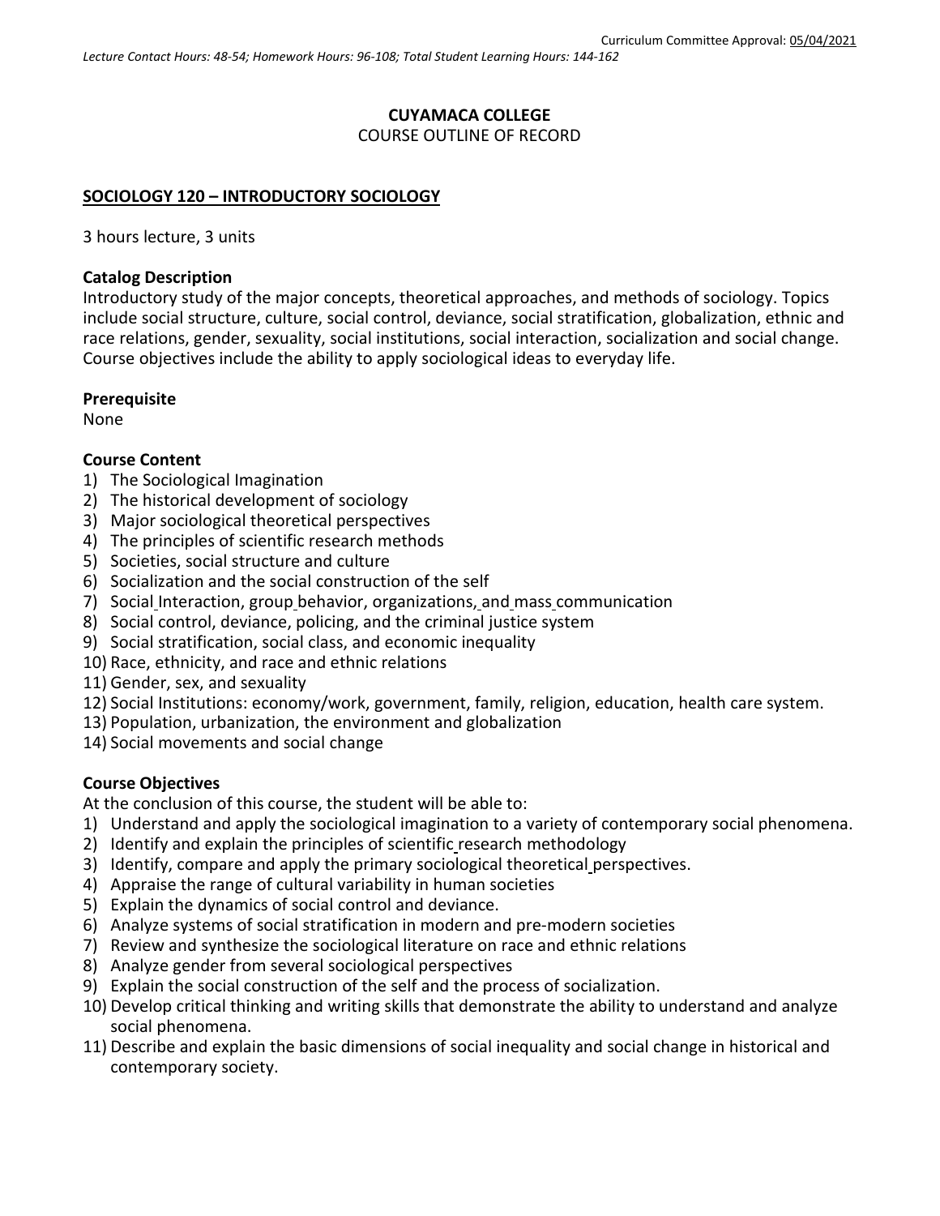Curriculum Committee Approval: 05/04/2021

*Lecture Contact Hours: 48-54; Homework Hours: 96-108; Total Student Learning Hours: 144-162*

**CUYAMACA COLLEGE**
COURSE OUTLINE OF RECORD

## SOCIOLOGY 120 – INTRODUCTORY SOCIOLOGY

3 hours lecture, 3 units

### Catalog Description

Introductory study of the major concepts, theoretical approaches, and methods of sociology. Topics include social structure, culture, social control, deviance, social stratification, globalization, ethnic and race relations, gender, sexuality, social institutions, social interaction, socialization and social change. Course objectives include the ability to apply sociological ideas to everyday life.

### Prerequisite

None

### Course Content

1) The Sociological Imagination
2) The historical development of sociology
3) Major sociological theoretical perspectives
4) The principles of scientific research methods
5) Societies, social structure and culture
6) Socialization and the social construction of the self
7) Social Interaction, group behavior, organizations, and mass communication
8) Social control, deviance, policing, and the criminal justice system
9) Social stratification, social class, and economic inequality
10) Race, ethnicity, and race and ethnic relations
11) Gender, sex, and sexuality
12) Social Institutions: economy/work, government, family, religion, education, health care system.
13) Population, urbanization, the environment and globalization
14) Social movements and social change

### Course Objectives

At the conclusion of this course, the student will be able to:

1) Understand and apply the sociological imagination to a variety of contemporary social phenomena.
2) Identify and explain the principles of scientific research methodology
3) Identify, compare and apply the primary sociological theoretical perspectives.
4) Appraise the range of cultural variability in human societies
5) Explain the dynamics of social control and deviance.
6) Analyze systems of social stratification in modern and pre-modern societies
7) Review and synthesize the sociological literature on race and ethnic relations
8) Analyze gender from several sociological perspectives
9) Explain the social construction of the self and the process of socialization.
10) Develop critical thinking and writing skills that demonstrate the ability to understand and analyze social phenomena.
11) Describe and explain the basic dimensions of social inequality and social change in historical and contemporary society.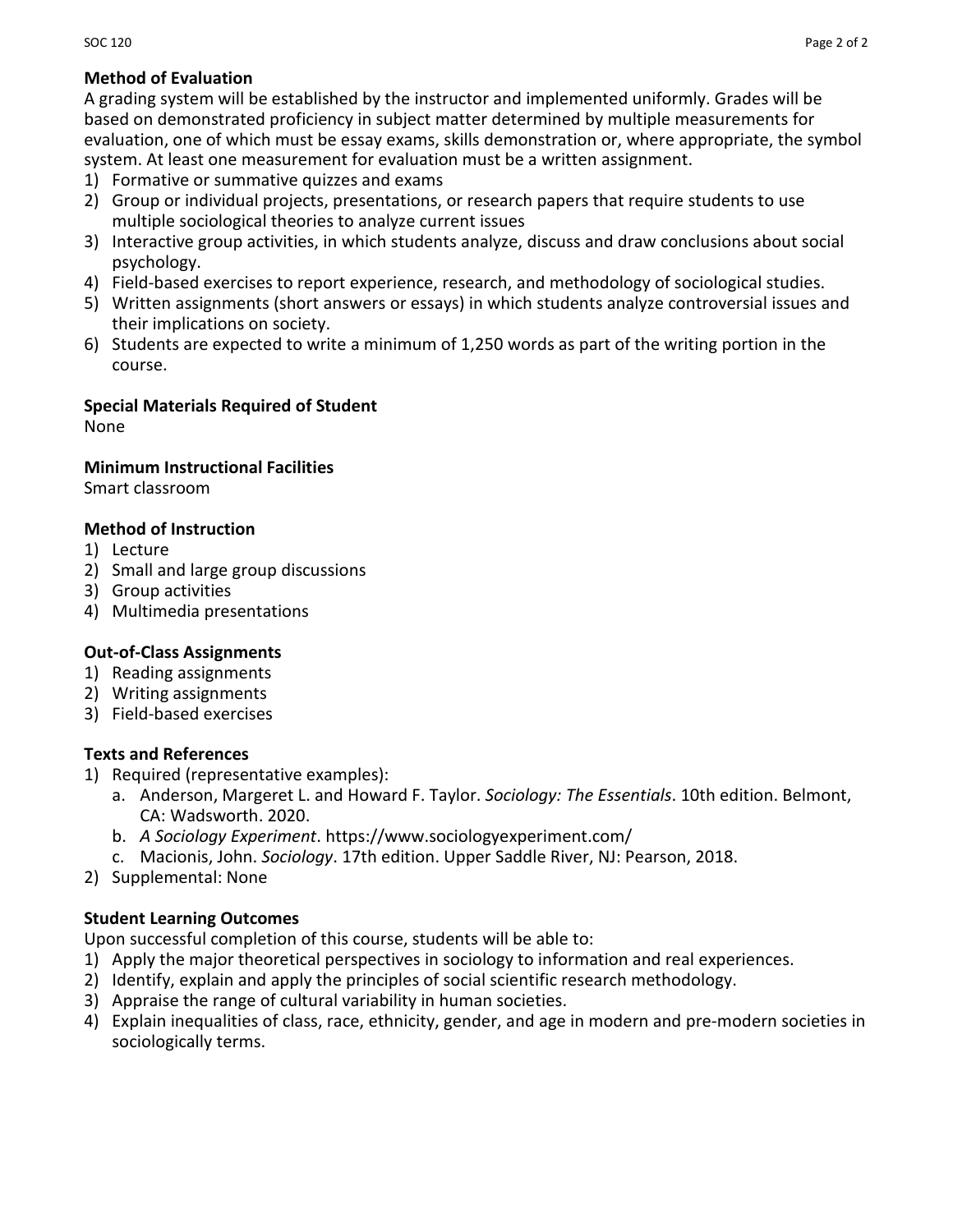**Method of Evaluation**

A grading system will be established by the instructor and implemented uniformly. Grades will be based on demonstrated proficiency in subject matter determined by multiple measurements for evaluation, one of which must be essay exams, skills demonstration or, where appropriate, the symbol system. At least one measurement for evaluation must be a written assignment.

1) Formative or summative quizzes and exams
2) Group or individual projects, presentations, or research papers that require students to use multiple sociological theories to analyze current issues
3) Interactive group activities, in which students analyze, discuss and draw conclusions about social psychology.
4) Field-based exercises to report experience, research, and methodology of sociological studies.
5) Written assignments (short answers or essays) in which students analyze controversial issues and their implications on society.
6) Students are expected to write a minimum of 1,250 words as part of the writing portion in the course.

**Special Materials Required of Student**

None

**Minimum Instructional Facilities**

Smart classroom

**Method of Instruction**

1) Lecture
2) Small and large group discussions
3) Group activities
4) Multimedia presentations

**Out-of-Class Assignments**

1) Reading assignments
2) Writing assignments
3) Field-based exercises

**Texts and References**

1) Required (representative examples):
   a. Anderson, Margeret L. and Howard F. Taylor. *Sociology: The Essentials*. 10th edition. Belmont, CA: Wadsworth. 2020.
   b. *A Sociology Experiment*. https://www.sociologyexperiment.com/
   c. Macionis, John. *Sociology*. 17th edition. Upper Saddle River, NJ: Pearson, 2018.
2) Supplemental: None

**Student Learning Outcomes**

Upon successful completion of this course, students will be able to:

1) Apply the major theoretical perspectives in sociology to information and real experiences.
2) Identify, explain and apply the principles of social scientific research methodology.
3) Appraise the range of cultural variability in human societies.
4) Explain inequalities of class, race, ethnicity, gender, and age in modern and pre-modern societies in sociologically terms.